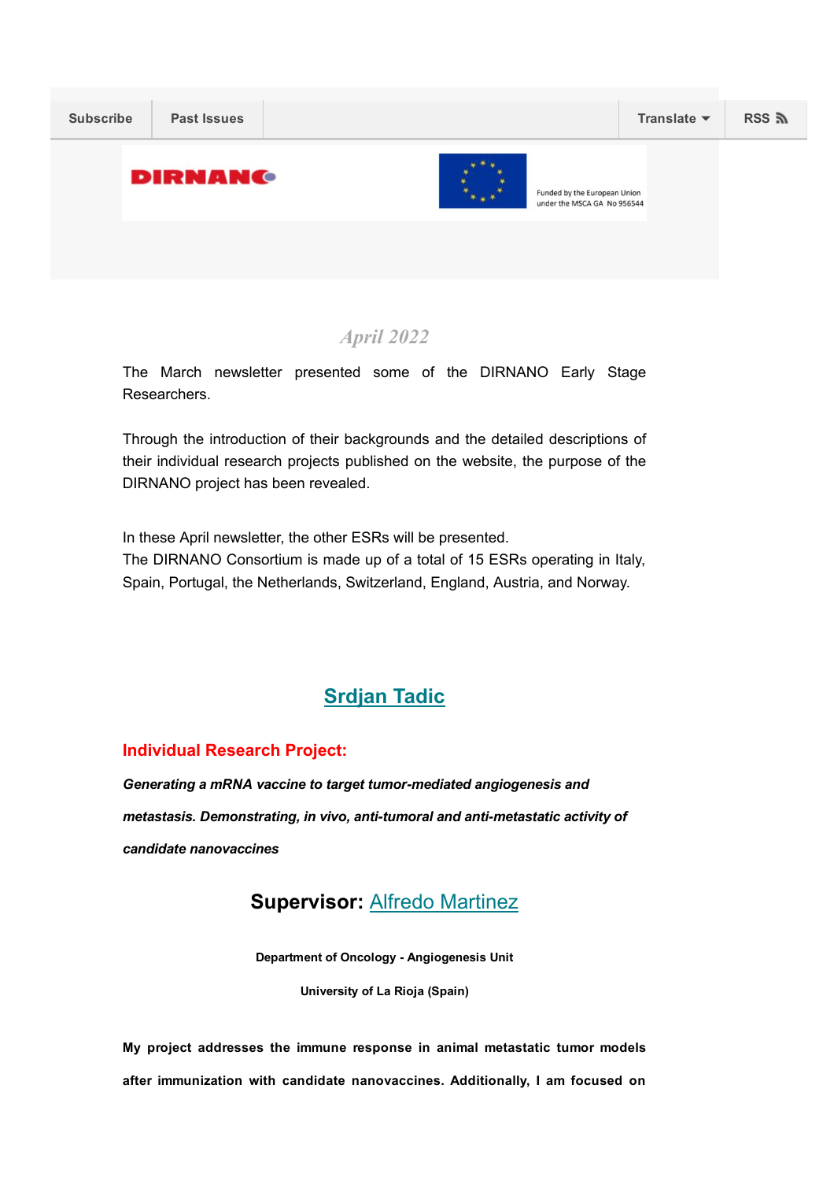Subscribe | Past Issues | Translate | RSS

DIRNANO

Funded by the European Union under the MSCA GA No 956544

*April 2022*

The March newsletter presented some of the DIRNANO Early Stage Researchers.

Through the introduction of their backgrounds and the detailed descriptions of their individual research projects published on the website, the purpose of the DIRNANO project has been revealed.

In these April newsletter, the other ESRs will be presented.
The DIRNANO Consortium is made up of a total of 15 ESRs operating in Italy, Spain, Portugal, the Netherlands, Switzerland, England, Austria, and Norway.

## Srdjan Tadic

### Individual Research Project:

***Generating a mRNA vaccine to target tumor-mediated angiogenesis and metastasis. Demonstrating, in vivo, anti-tumoral and anti-metastatic activity of candidate nanovaccines***

### Supervisor: Alfredo Martinez

**Department of Oncology - Angiogenesis Unit**

**University of La Rioja (Spain)**

**My project addresses the immune response in animal metastatic tumor models after immunization with candidate nanovaccines. Additionally, I am focused on**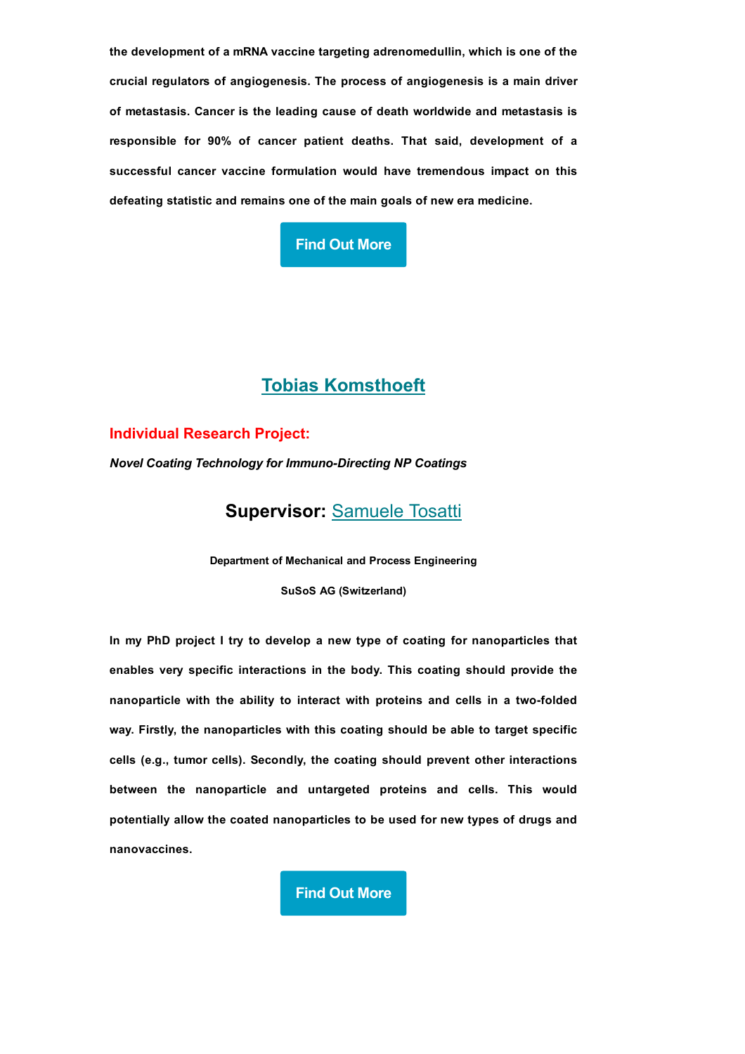**the development of a mRNA vaccine targeting adrenomedullin, which is one of the crucial regulators of angiogenesis. The process of angiogenesis is a main driver of metastasis. Cancer is the leading cause of death worldwide and metastasis is responsible for 90% of cancer patient deaths. That said, development of a successful cancer vaccine formulation would have tremendous impact on this defeating statistic and remains one of the main goals of new era medicine.**

Find Out More

## Tobias Komsthoeft

### Individual Research Project:

***Novel Coating Technology for Immuno-Directing NP Coatings***

### Supervisor: Samuele Tosatti

**Department of Mechanical and Process Engineering**

**SuSoS AG (Switzerland)**

**In my PhD project I try to develop a new type of coating for nanoparticles that enables very specific interactions in the body. This coating should provide the nanoparticle with the ability to interact with proteins and cells in a two-folded way. Firstly, the nanoparticles with this coating should be able to target specific cells (e.g., tumor cells). Secondly, the coating should prevent other interactions between the nanoparticle and untargeted proteins and cells. This would potentially allow the coated nanoparticles to be used for new types of drugs and nanovaccines.**

Find Out More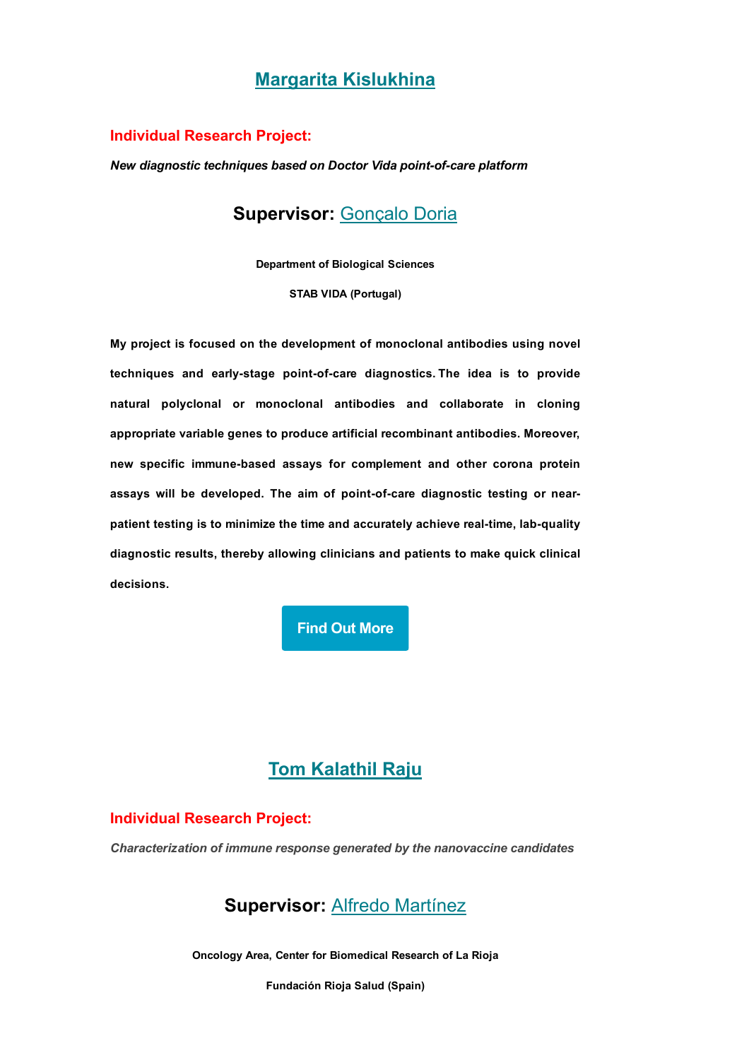## Margarita Kislukhina

**Individual Research Project:**

***New diagnostic techniques based on Doctor Vida point-of-care platform***

### **Supervisor:** Gonçalo Doria

**Department of Biological Sciences**

**STAB VIDA (Portugal)**

**My project is focused on the development of monoclonal antibodies using novel techniques and early-stage point-of-care diagnostics. The idea is to provide natural polyclonal or monoclonal antibodies and collaborate in cloning appropriate variable genes to produce artificial recombinant antibodies. Moreover, new specific immune-based assays for complement and other corona protein assays will be developed. The aim of point-of-care diagnostic testing or near-patient testing is to minimize the time and accurately achieve real-time, lab-quality diagnostic results, thereby allowing clinicians and patients to make quick clinical decisions.**

Find Out More

## Tom Kalathil Raju

**Individual Research Project:**

***Characterization of immune response generated by the nanovaccine candidates***

### **Supervisor:** Alfredo Martínez

**Oncology Area, Center for Biomedical Research of La Rioja**

**Fundación Rioja Salud (Spain)**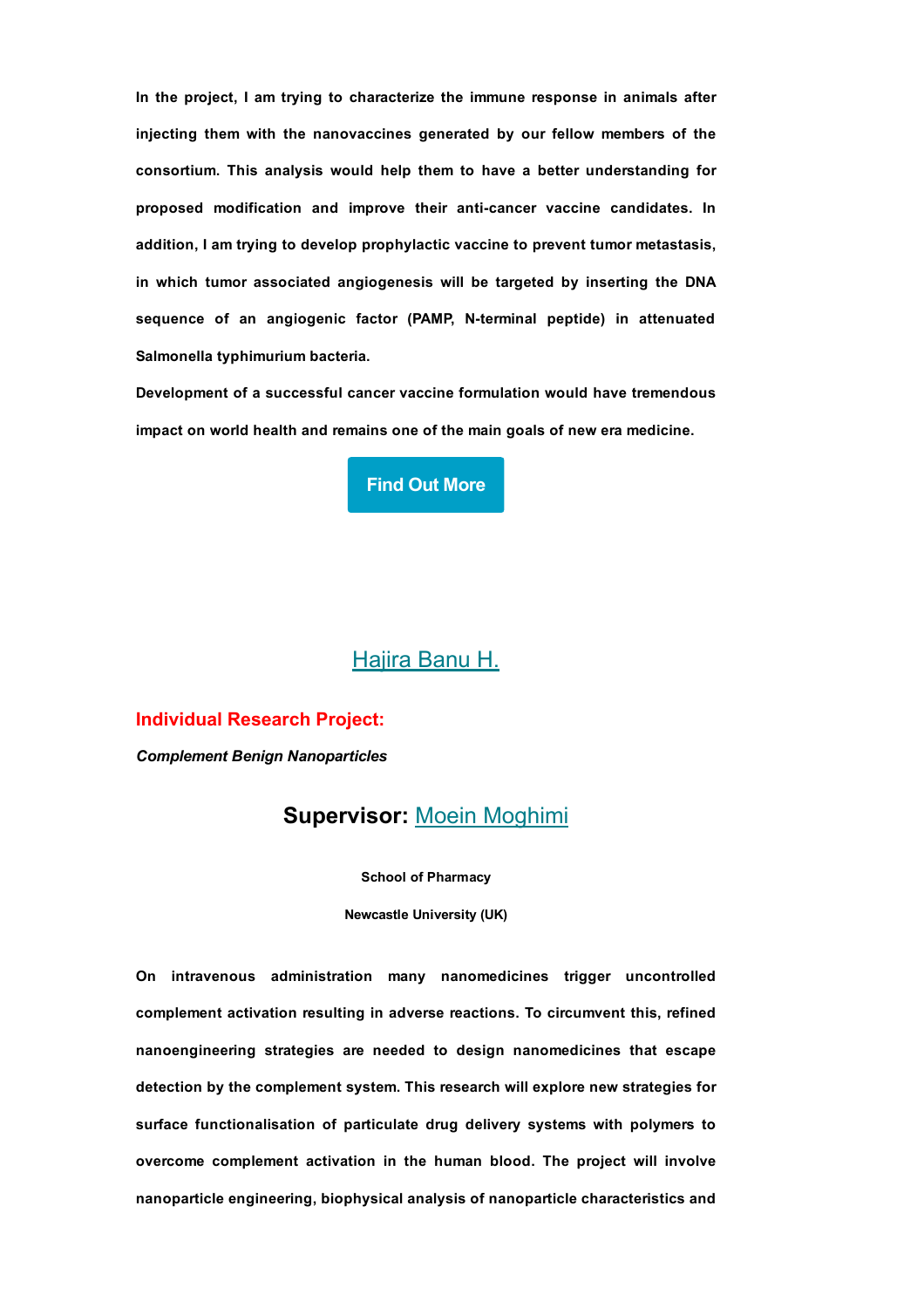**In the project, I am trying to characterize the immune response in animals after injecting them with the nanovaccines generated by our fellow members of the consortium. This analysis would help them to have a better understanding for proposed modification and improve their anti-cancer vaccine candidates. In addition, I am trying to develop prophylactic vaccine to prevent tumor metastasis, in which tumor associated angiogenesis will be targeted by inserting the DNA sequence of an angiogenic factor (PAMP, N-terminal peptide) in attenuated Salmonella typhimurium bacteria.**

**Development of a successful cancer vaccine formulation would have tremendous impact on world health and remains one of the main goals of new era medicine.**

Find Out More

## Hajira Banu H.

**Individual Research Project:**

***Complement Benign Nanoparticles***

## Supervisor: Moein Moghimi

**School of Pharmacy**

**Newcastle University (UK)**

**On intravenous administration many nanomedicines trigger uncontrolled complement activation resulting in adverse reactions. To circumvent this, refined nanoengineering strategies are needed to design nanomedicines that escape detection by the complement system. This research will explore new strategies for surface functionalisation of particulate drug delivery systems with polymers to overcome complement activation in the human blood. The project will involve nanoparticle engineering, biophysical analysis of nanoparticle characteristics and**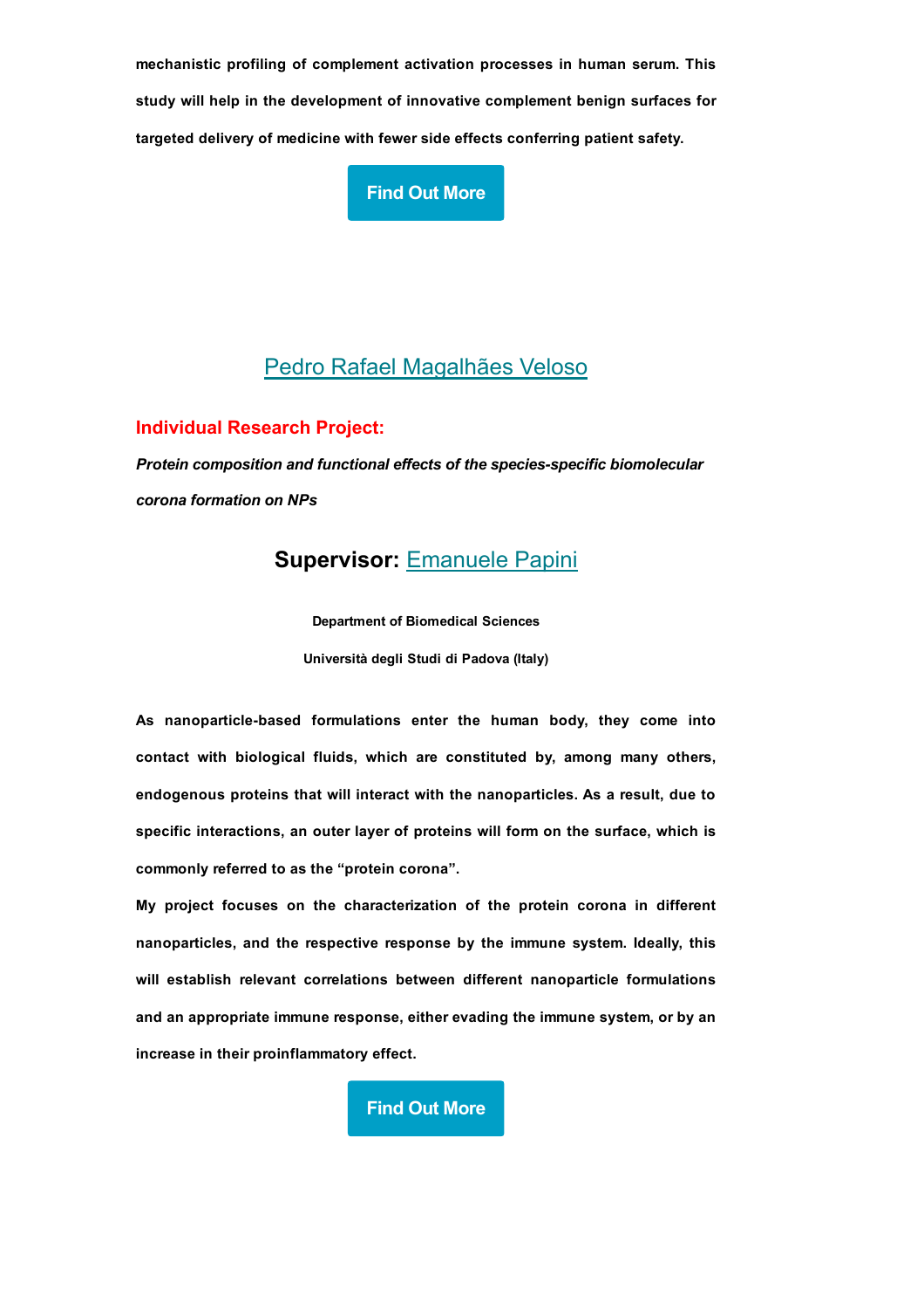**mechanistic profiling of complement activation processes in human serum. This study will help in the development of innovative complement benign surfaces for targeted delivery of medicine with fewer side effects conferring patient safety.**

Find Out More

## Pedro Rafael Magalhães Veloso

**Individual Research Project:**

***Protein composition and functional effects of the species-specific biomolecular corona formation on NPs***

### Supervisor: Emanuele Papini

**Department of Biomedical Sciences**

**Università degli Studi di Padova (Italy)**

**As nanoparticle-based formulations enter the human body, they come into contact with biological fluids, which are constituted by, among many others, endogenous proteins that will interact with the nanoparticles. As a result, due to specific interactions, an outer layer of proteins will form on the surface, which is commonly referred to as the "protein corona".**

**My project focuses on the characterization of the protein corona in different nanoparticles, and the respective response by the immune system. Ideally, this will establish relevant correlations between different nanoparticle formulations and an appropriate immune response, either evading the immune system, or by an increase in their proinflammatory effect.**

Find Out More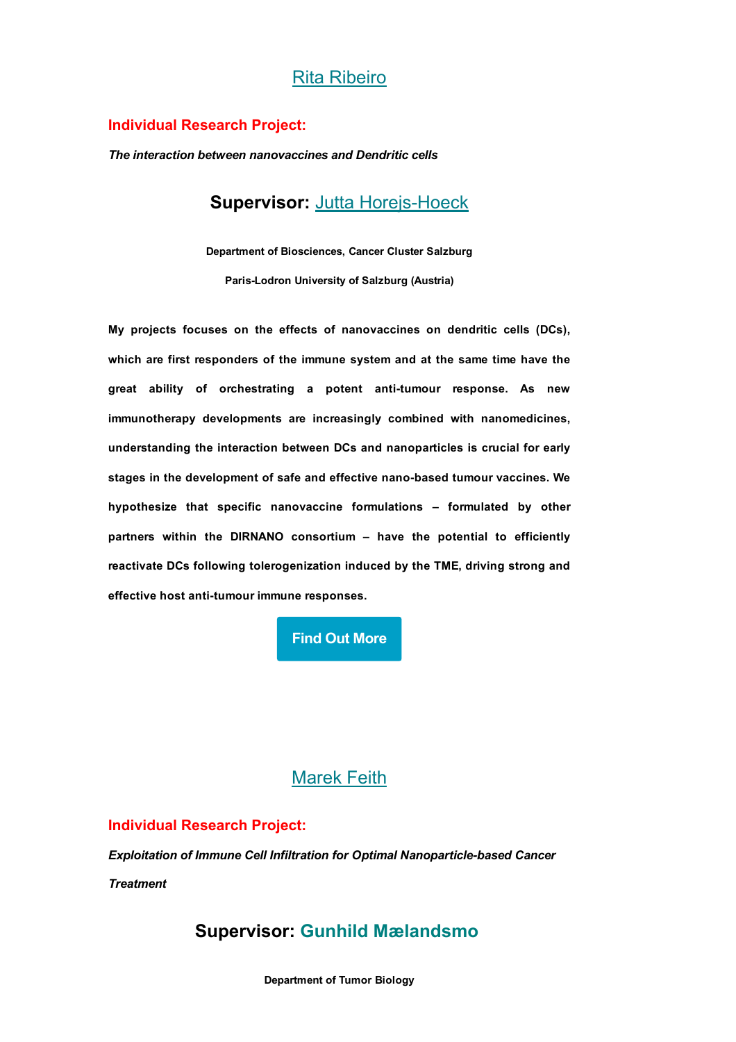## Rita Ribeiro

**Individual Research Project:**

***The interaction between nanovaccines and Dendritic cells***

### Supervisor: Jutta Horejs-Hoeck

**Department of Biosciences, Cancer Cluster Salzburg**

**Paris-Lodron University of Salzburg (Austria)**

**My projects focuses on the effects of nanovaccines on dendritic cells (DCs), which are first responders of the immune system and at the same time have the great ability of orchestrating a potent anti-tumour response. As new immunotherapy developments are increasingly combined with nanomedicines, understanding the interaction between DCs and nanoparticles is crucial for early stages in the development of safe and effective nano-based tumour vaccines. We hypothesize that specific nanovaccine formulations – formulated by other partners within the DIRNANO consortium – have the potential to efficiently reactivate DCs following tolerogenization induced by the TME, driving strong and effective host anti-tumour immune responses.**

Find Out More

## Marek Feith

**Individual Research Project:**

***Exploitation of Immune Cell Infiltration for Optimal Nanoparticle-based Cancer Treatment***

### Supervisor: Gunhild Mælandsmo

**Department of Tumor Biology**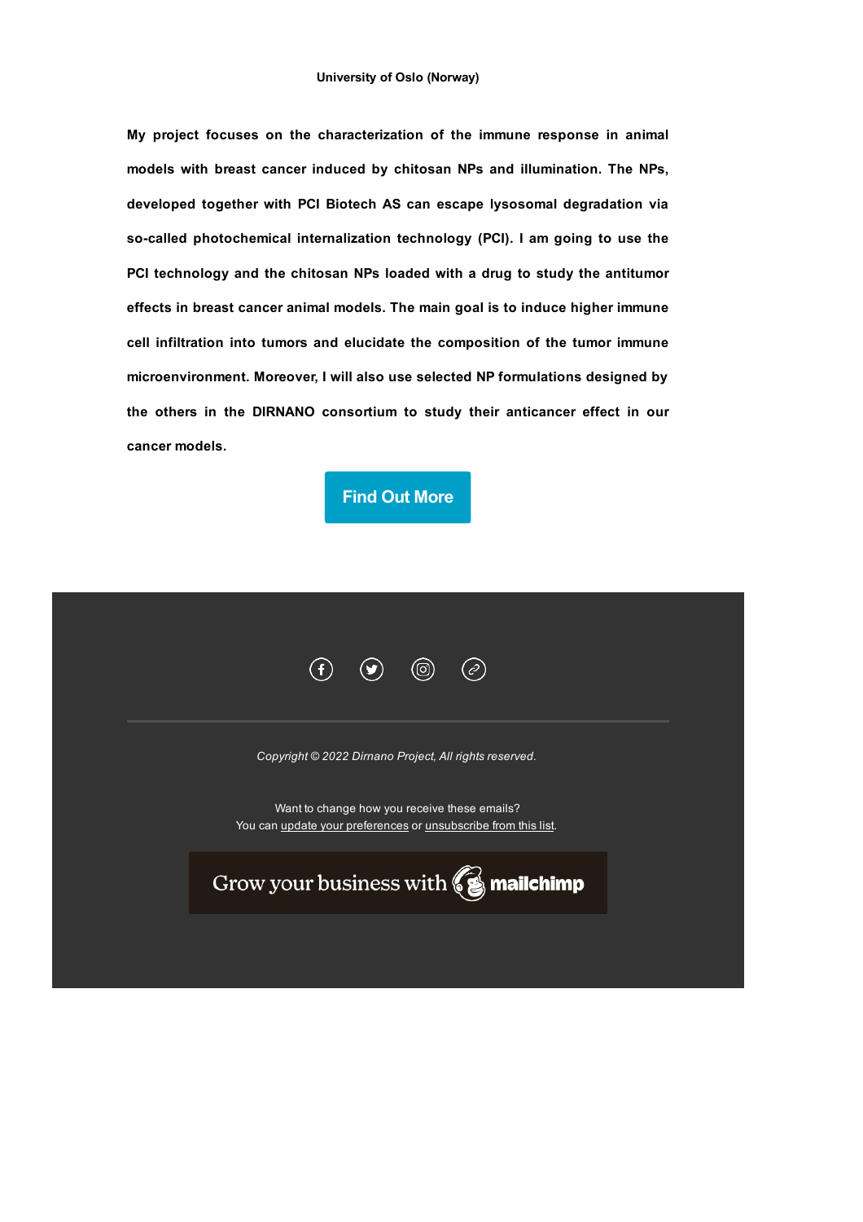**University of Oslo (Norway)**

**My project focuses on the characterization of the immune response in animal models with breast cancer induced by chitosan NPs and illumination. The NPs, developed together with PCI Biotech AS can escape lysosomal degradation via so-called photochemical internalization technology (PCI). I am going to use the PCI technology and the chitosan NPs loaded with a drug to study the antitumor effects in breast cancer animal models. The main goal is to induce higher immune cell infiltration into tumors and elucidate the composition of the tumor immune microenvironment. Moreover, I will also use selected NP formulations designed by the others in the DIRNANO consortium to study their anticancer effect in our cancer models.**

Find Out More

*Copyright © 2022 Dirnano Project, All rights reserved.*

Want to change how you receive these emails?
You can update your preferences or unsubscribe from this list.

Grow your business with mailchimp